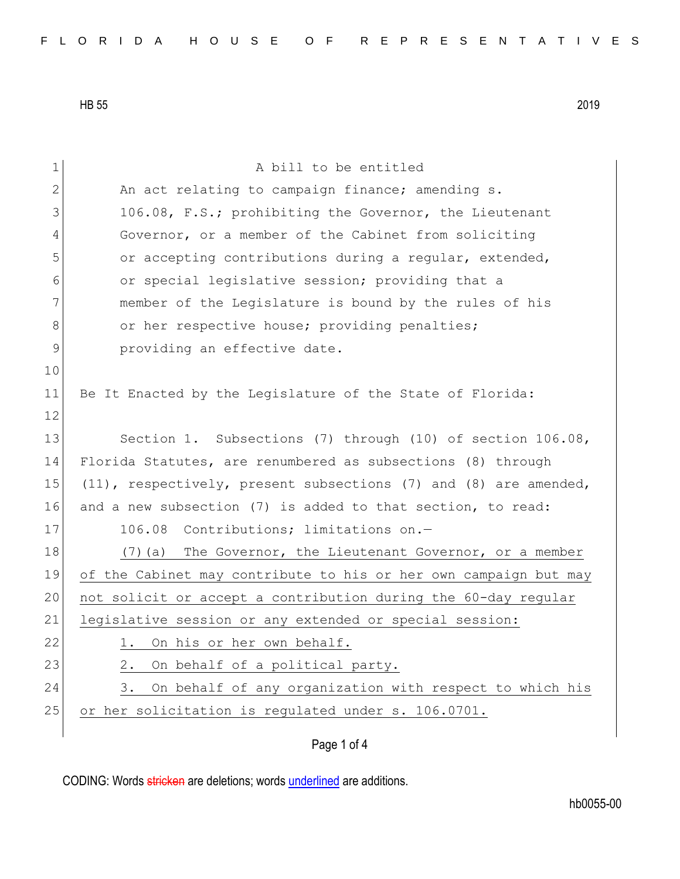HB 55 2019

A bill to be entitled

An act relating to campaign finance; amending s. 106.08, F.S.; prohibiting the Governor, the Lieutenant Governor, or a member of the Cabinet from soliciting or accepting contributions during a regular, extended, or special legislative session; providing that a member of the Legislature is bound by the rules of his or her respective house; providing penalties; providing an effective date.

Be It Enacted by the Legislature of the State of Florida:

Section 1. Subsections (7) through (10) of section 106.08, Florida Statutes, are renumbered as subsections (8) through (11), respectively, present subsections (7) and (8) are amended, and a new subsection (7) is added to that section, to read:

106.08 Contributions; limitations on.—

(7)(a) The Governor, the Lieutenant Governor, or a member of the Cabinet may contribute to his or her own campaign but may not solicit or accept a contribution during the 60-day regular legislative session or any extended or special session:

1. On his or her own behalf.

2. On behalf of a political party.

3. On behalf of any organization with respect to which his or her solicitation is regulated under s. 106.0701.

CODING: Words stricken are deletions; words underlined are additions.

hb0055-00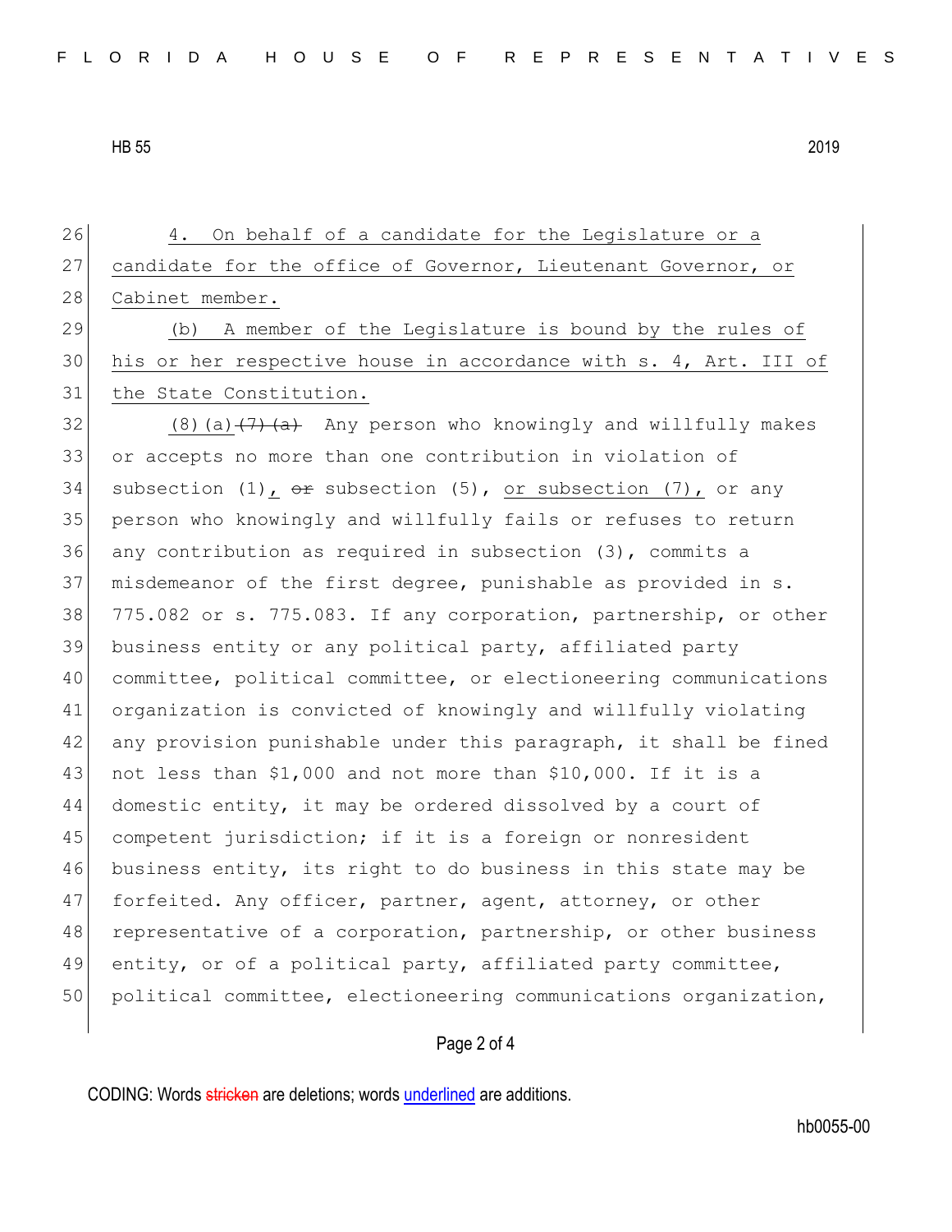4. On behalf of a candidate for the Legislature or a candidate for the office of Governor, Lieutenant Governor, or Cabinet member.

(b) A member of the Legislature is bound by the rules of his or her respective house in accordance with s. 4, Art. III of the State Constitution.

(8)(a) ~~(7)(a)~~ Any person who knowingly and willfully makes or accepts no more than one contribution in violation of subsection (1), ~~or~~ subsection (5), or subsection (7), or any person who knowingly and willfully fails or refuses to return any contribution as required in subsection (3), commits a misdemeanor of the first degree, punishable as provided in s. 775.082 or s. 775.083. If any corporation, partnership, or other business entity or any political party, affiliated party committee, political committee, or electioneering communications organization is convicted of knowingly and willfully violating any provision punishable under this paragraph, it shall be fined not less than $1,000 and not more than $10,000. If it is a domestic entity, it may be ordered dissolved by a court of competent jurisdiction; if it is a foreign or nonresident business entity, its right to do business in this state may be forfeited. Any officer, partner, agent, attorney, or other representative of a corporation, partnership, or other business entity, or of a political party, affiliated party committee, political committee, electioneering communications organization,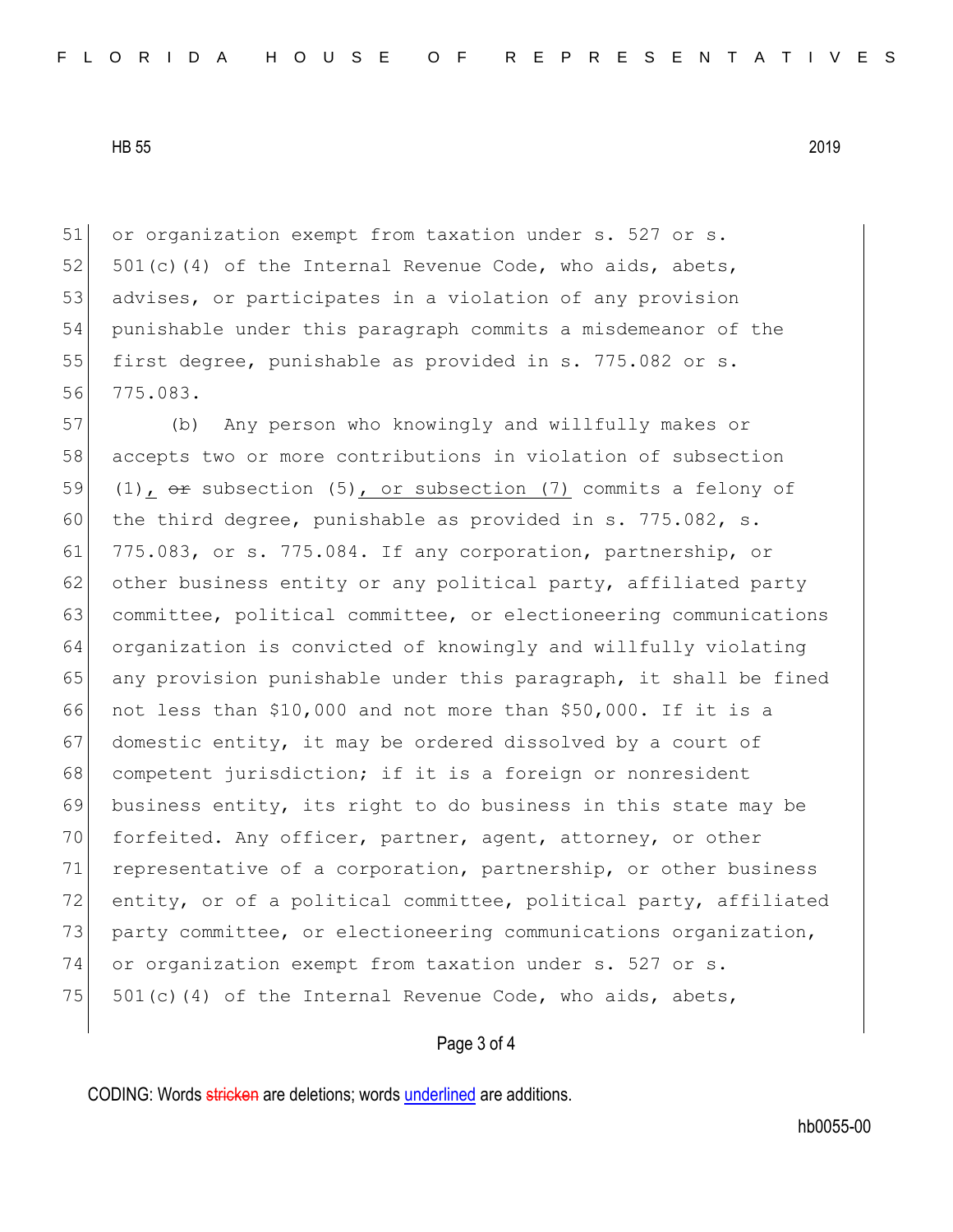or organization exempt from taxation under s. 527 or s. 501(c)(4) of the Internal Revenue Code, who aids, abets, advises, or participates in a violation of any provision punishable under this paragraph commits a misdemeanor of the first degree, punishable as provided in s. 775.082 or s. 775.083.

(b) Any person who knowingly and willfully makes or accepts two or more contributions in violation of subsection (1), ~~or~~ subsection (5), or subsection (7) commits a felony of the third degree, punishable as provided in s. 775.082, s. 775.083, or s. 775.084. If any corporation, partnership, or other business entity or any political party, affiliated party committee, political committee, or electioneering communications organization is convicted of knowingly and willfully violating any provision punishable under this paragraph, it shall be fined not less than $10,000 and not more than $50,000. If it is a domestic entity, it may be ordered dissolved by a court of competent jurisdiction; if it is a foreign or nonresident business entity, its right to do business in this state may be forfeited. Any officer, partner, agent, attorney, or other representative of a corporation, partnership, or other business entity, or of a political committee, political party, affiliated party committee, or electioneering communications organization, or organization exempt from taxation under s. 527 or s. 501(c)(4) of the Internal Revenue Code, who aids, abets,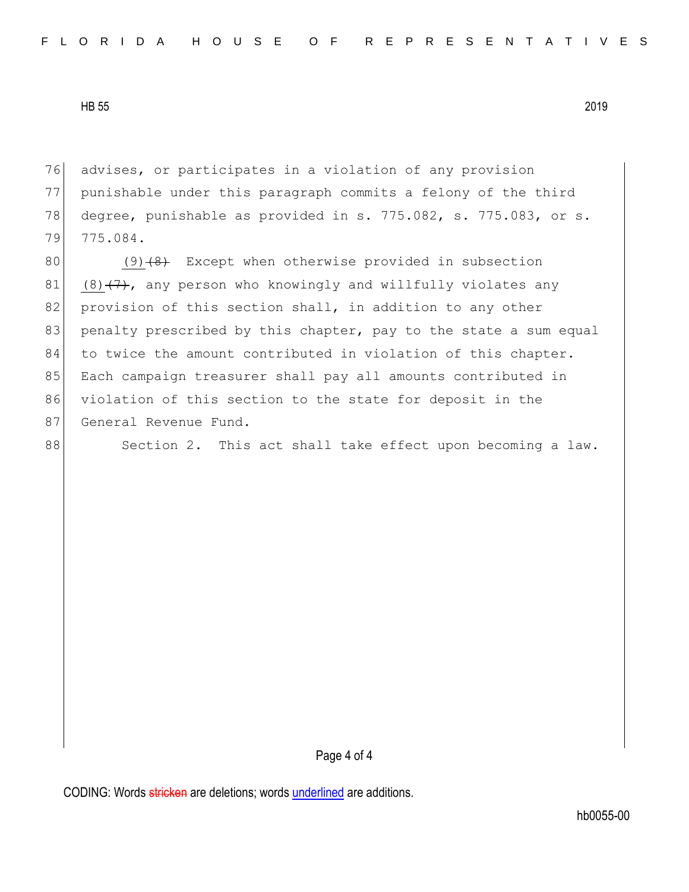advises, or participates in a violation of any provision punishable under this paragraph commits a felony of the third degree, punishable as provided in s. 775.082, s. 775.083, or s. 775.084.

(9)~~(8)~~ Except when otherwise provided in subsection (8)~~(7)~~, any person who knowingly and willfully violates any provision of this section shall, in addition to any other penalty prescribed by this chapter, pay to the state a sum equal to twice the amount contributed in violation of this chapter. Each campaign treasurer shall pay all amounts contributed in violation of this section to the state for deposit in the General Revenue Fund.

Section 2. This act shall take effect upon becoming a law.

CODING: Words ~~stricken~~ are deletions; words underlined are additions.